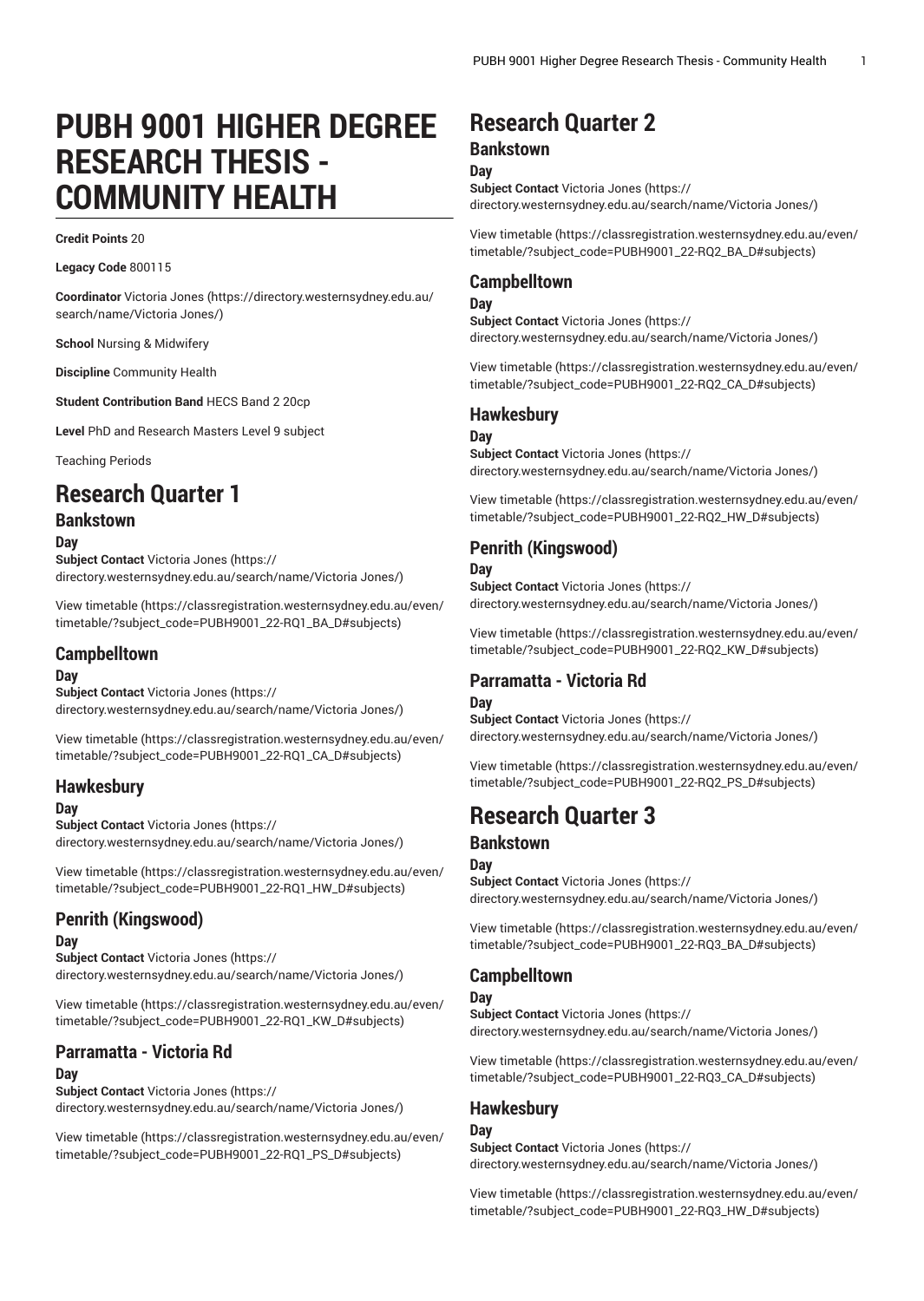# PUBH 9001 HIGHER DEGREE RESEARCH THESIS - COMMUNITY HEALTH

**Credit Points** 20

**Legacy Code** 800115

**Coordinator** Victoria Jones (https://directory.westernsydney.edu.au/search/name/Victoria Jones/)

**School** Nursing & Midwifery

**Discipline** Community Health

**Student Contribution Band** HECS Band 2 20cp

**Level** PhD and Research Masters Level 9 subject

Teaching Periods

# Research Quarter 1

## Bankstown

### Day

**Subject Contact** Victoria Jones (https://directory.westernsydney.edu.au/search/name/Victoria Jones/)

View timetable (https://classregistration.westernsydney.edu.au/even/timetable/?subject_code=PUBH9001_22-RQ1_BA_D#subjects)

## Campbelltown

### Day

**Subject Contact** Victoria Jones (https://directory.westernsydney.edu.au/search/name/Victoria Jones/)

View timetable (https://classregistration.westernsydney.edu.au/even/timetable/?subject_code=PUBH9001_22-RQ1_CA_D#subjects)

## Hawkesbury

### Day

**Subject Contact** Victoria Jones (https://directory.westernsydney.edu.au/search/name/Victoria Jones/)

View timetable (https://classregistration.westernsydney.edu.au/even/timetable/?subject_code=PUBH9001_22-RQ1_HW_D#subjects)

## Penrith (Kingswood)

### Day

**Subject Contact** Victoria Jones (https://directory.westernsydney.edu.au/search/name/Victoria Jones/)

View timetable (https://classregistration.westernsydney.edu.au/even/timetable/?subject_code=PUBH9001_22-RQ1_KW_D#subjects)

## Parramatta - Victoria Rd

### Day

**Subject Contact** Victoria Jones (https://directory.westernsydney.edu.au/search/name/Victoria Jones/)

View timetable (https://classregistration.westernsydney.edu.au/even/timetable/?subject_code=PUBH9001_22-RQ1_PS_D#subjects)

# Research Quarter 2

## Bankstown

### Day

**Subject Contact** Victoria Jones (https://directory.westernsydney.edu.au/search/name/Victoria Jones/)

View timetable (https://classregistration.westernsydney.edu.au/even/timetable/?subject_code=PUBH9001_22-RQ2_BA_D#subjects)

## Campbelltown

### Day

**Subject Contact** Victoria Jones (https://directory.westernsydney.edu.au/search/name/Victoria Jones/)

View timetable (https://classregistration.westernsydney.edu.au/even/timetable/?subject_code=PUBH9001_22-RQ2_CA_D#subjects)

## Hawkesbury

### Day

**Subject Contact** Victoria Jones (https://directory.westernsydney.edu.au/search/name/Victoria Jones/)

View timetable (https://classregistration.westernsydney.edu.au/even/timetable/?subject_code=PUBH9001_22-RQ2_HW_D#subjects)

## Penrith (Kingswood)

### Day

**Subject Contact** Victoria Jones (https://directory.westernsydney.edu.au/search/name/Victoria Jones/)

View timetable (https://classregistration.westernsydney.edu.au/even/timetable/?subject_code=PUBH9001_22-RQ2_KW_D#subjects)

## Parramatta - Victoria Rd

### Day

**Subject Contact** Victoria Jones (https://directory.westernsydney.edu.au/search/name/Victoria Jones/)

View timetable (https://classregistration.westernsydney.edu.au/even/timetable/?subject_code=PUBH9001_22-RQ2_PS_D#subjects)

# Research Quarter 3

## Bankstown

### Day

**Subject Contact** Victoria Jones (https://directory.westernsydney.edu.au/search/name/Victoria Jones/)

View timetable (https://classregistration.westernsydney.edu.au/even/timetable/?subject_code=PUBH9001_22-RQ3_BA_D#subjects)

## Campbelltown

### Day

**Subject Contact** Victoria Jones (https://directory.westernsydney.edu.au/search/name/Victoria Jones/)

View timetable (https://classregistration.westernsydney.edu.au/even/timetable/?subject_code=PUBH9001_22-RQ3_CA_D#subjects)

## Hawkesbury

### Day

**Subject Contact** Victoria Jones (https://directory.westernsydney.edu.au/search/name/Victoria Jones/)

View timetable (https://classregistration.westernsydney.edu.au/even/timetable/?subject_code=PUBH9001_22-RQ3_HW_D#subjects)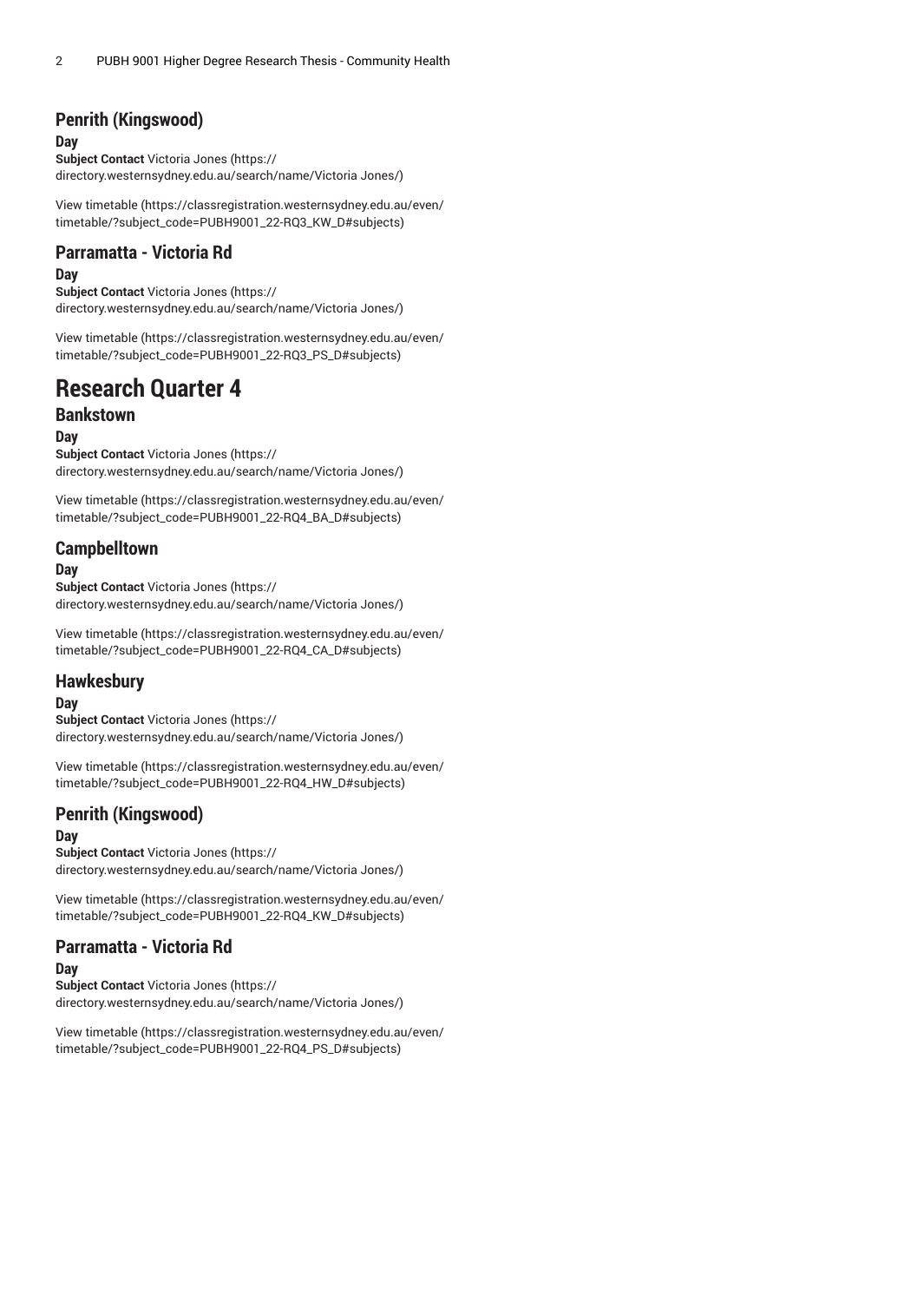## Penrith (Kingswood)

### Day

**Subject Contact** Victoria Jones (https://directory.westernsydney.edu.au/search/name/Victoria Jones/)

View timetable (https://classregistration.westernsydney.edu.au/even/timetable/?subject_code=PUBH9001_22-RQ3_KW_D#subjects)

## Parramatta - Victoria Rd

### Day

**Subject Contact** Victoria Jones (https://directory.westernsydney.edu.au/search/name/Victoria Jones/)

View timetable (https://classregistration.westernsydney.edu.au/even/timetable/?subject_code=PUBH9001_22-RQ3_PS_D#subjects)

# Research Quarter 4

## Bankstown

### Day

**Subject Contact** Victoria Jones (https://directory.westernsydney.edu.au/search/name/Victoria Jones/)

View timetable (https://classregistration.westernsydney.edu.au/even/timetable/?subject_code=PUBH9001_22-RQ4_BA_D#subjects)

## Campbelltown

### Day

**Subject Contact** Victoria Jones (https://directory.westernsydney.edu.au/search/name/Victoria Jones/)

View timetable (https://classregistration.westernsydney.edu.au/even/timetable/?subject_code=PUBH9001_22-RQ4_CA_D#subjects)

## Hawkesbury

### Day

**Subject Contact** Victoria Jones (https://directory.westernsydney.edu.au/search/name/Victoria Jones/)

View timetable (https://classregistration.westernsydney.edu.au/even/timetable/?subject_code=PUBH9001_22-RQ4_HW_D#subjects)

## Penrith (Kingswood)

### Day

**Subject Contact** Victoria Jones (https://directory.westernsydney.edu.au/search/name/Victoria Jones/)

View timetable (https://classregistration.westernsydney.edu.au/even/timetable/?subject_code=PUBH9001_22-RQ4_KW_D#subjects)

## Parramatta - Victoria Rd

### Day

**Subject Contact** Victoria Jones (https://directory.westernsydney.edu.au/search/name/Victoria Jones/)

View timetable (https://classregistration.westernsydney.edu.au/even/timetable/?subject_code=PUBH9001_22-RQ4_PS_D#subjects)